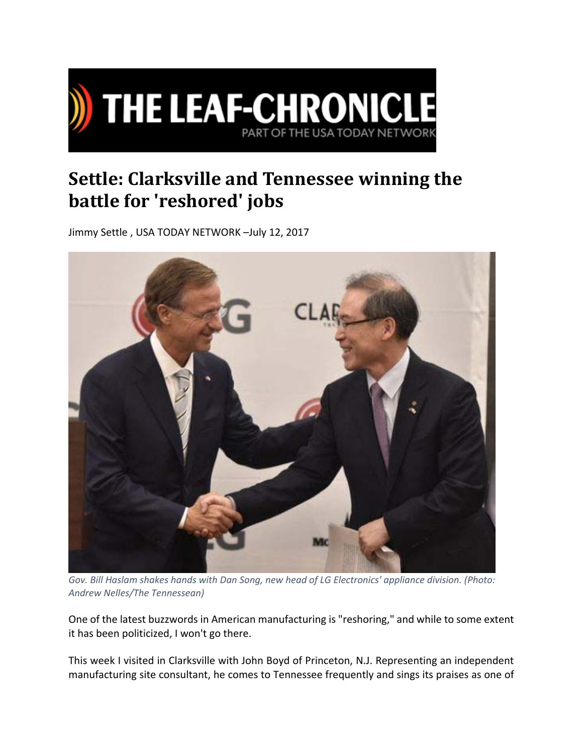# Settle: Clarksville and Tennessee winning the battle for 'reshored' jobs

Jimmy Settle , USA TODAY NETWORK –July 12, 2017

*Gov. Bill Haslam shakes hands with Dan Song, new head of LG Electronics' appliance division. (Photo: Andrew Nelles/The Tennessean)*

One of the latest buzzwords in American manufacturing is "reshoring," and while to some extent it has been politicized, I won't go there.

This week I visited in Clarksville with John Boyd of Princeton, N.J. Representing an independent manufacturing site consultant, he comes to Tennessee frequently and sings its praises as one of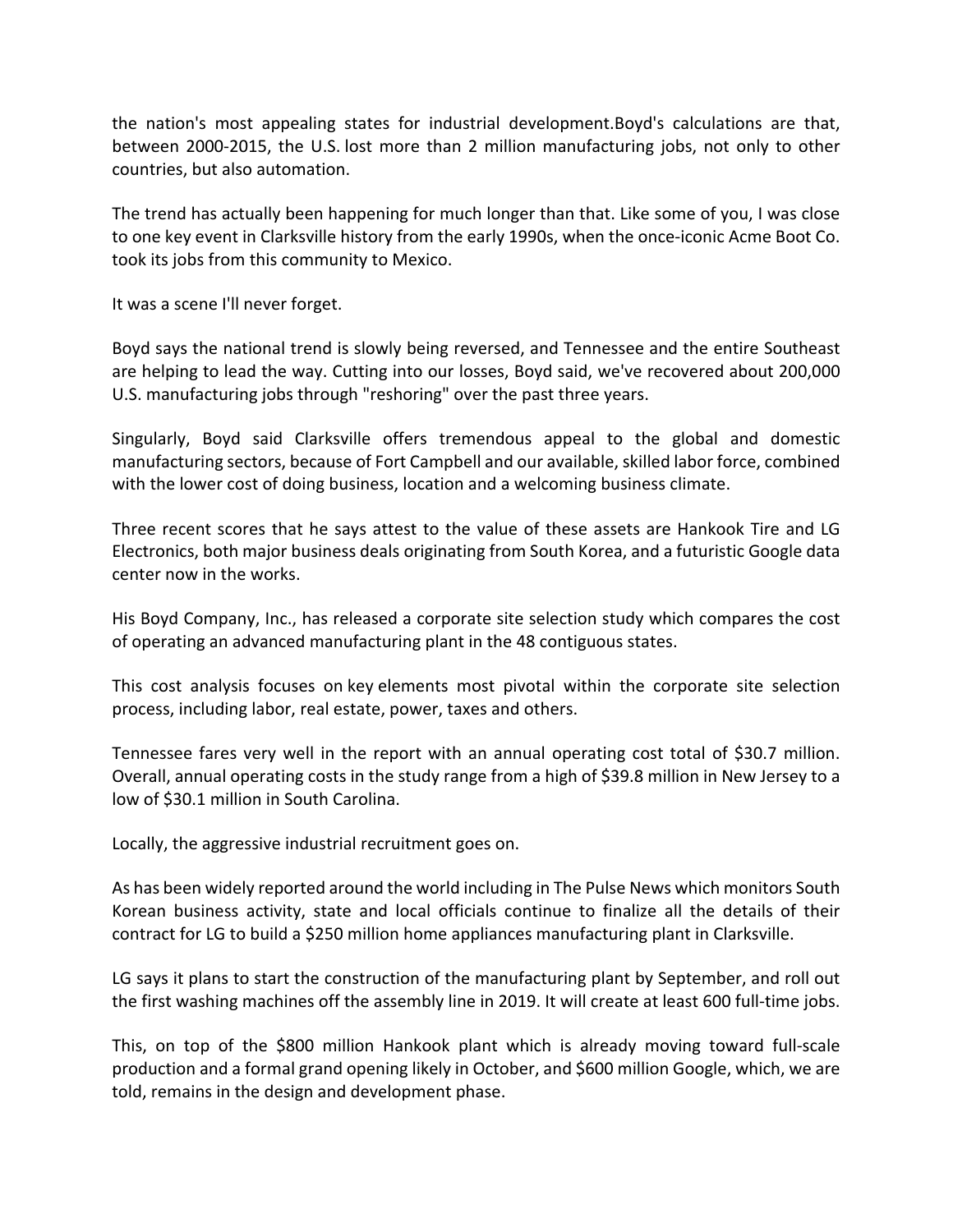the nation's most appealing states for industrial development.Boyd's calculations are that, between 2000-2015, the U.S. lost more than 2 million manufacturing jobs, not only to other countries, but also automation.

The trend has actually been happening for much longer than that. Like some of you, I was close to one key event in Clarksville history from the early 1990s, when the once-iconic Acme Boot Co. took its jobs from this community to Mexico.

It was a scene I'll never forget.

Boyd says the national trend is slowly being reversed, and Tennessee and the entire Southeast are helping to lead the way. Cutting into our losses, Boyd said, we've recovered about 200,000 U.S. manufacturing jobs through "reshoring" over the past three years.

Singularly, Boyd said Clarksville offers tremendous appeal to the global and domestic manufacturing sectors, because of Fort Campbell and our available, skilled labor force, combined with the lower cost of doing business, location and a welcoming business climate.

Three recent scores that he says attest to the value of these assets are Hankook Tire and LG Electronics, both major business deals originating from South Korea, and a futuristic Google data center now in the works.

His Boyd Company, Inc., has released a corporate site selection study which compares the cost of operating an advanced manufacturing plant in the 48 contiguous states.

This cost analysis focuses on key elements most pivotal within the corporate site selection process, including labor, real estate, power, taxes and others.

Tennessee fares very well in the report with an annual operating cost total of $30.7 million. Overall, annual operating costs in the study range from a high of $39.8 million in New Jersey to a low of $30.1 million in South Carolina.

Locally, the aggressive industrial recruitment goes on.

As has been widely reported around the world including in The Pulse News which monitors South Korean business activity, state and local officials continue to finalize all the details of their contract for LG to build a $250 million home appliances manufacturing plant in Clarksville.

LG says it plans to start the construction of the manufacturing plant by September, and roll out the first washing machines off the assembly line in 2019. It will create at least 600 full-time jobs.

This, on top of the $800 million Hankook plant which is already moving toward full-scale production and a formal grand opening likely in October, and $600 million Google, which, we are told, remains in the design and development phase.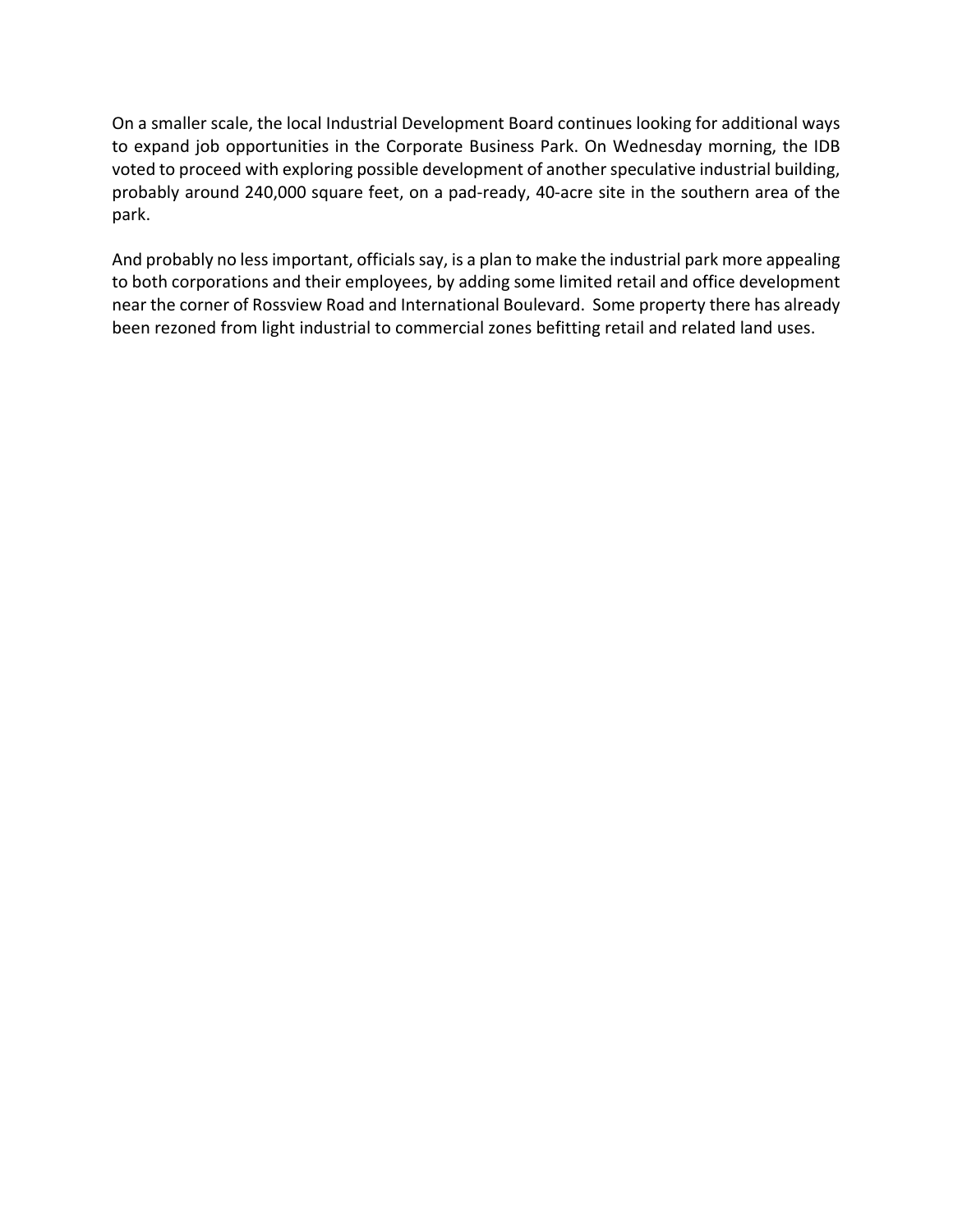On a smaller scale, the local Industrial Development Board continues looking for additional ways to expand job opportunities in the Corporate Business Park. On Wednesday morning, the IDB voted to proceed with exploring possible development of another speculative industrial building, probably around 240,000 square feet, on a pad-ready, 40-acre site in the southern area of the park.

And probably no less important, officials say, is a plan to make the industrial park more appealing to both corporations and their employees, by adding some limited retail and office development near the corner of Rossview Road and International Boulevard. Some property there has already been rezoned from light industrial to commercial zones befitting retail and related land uses.